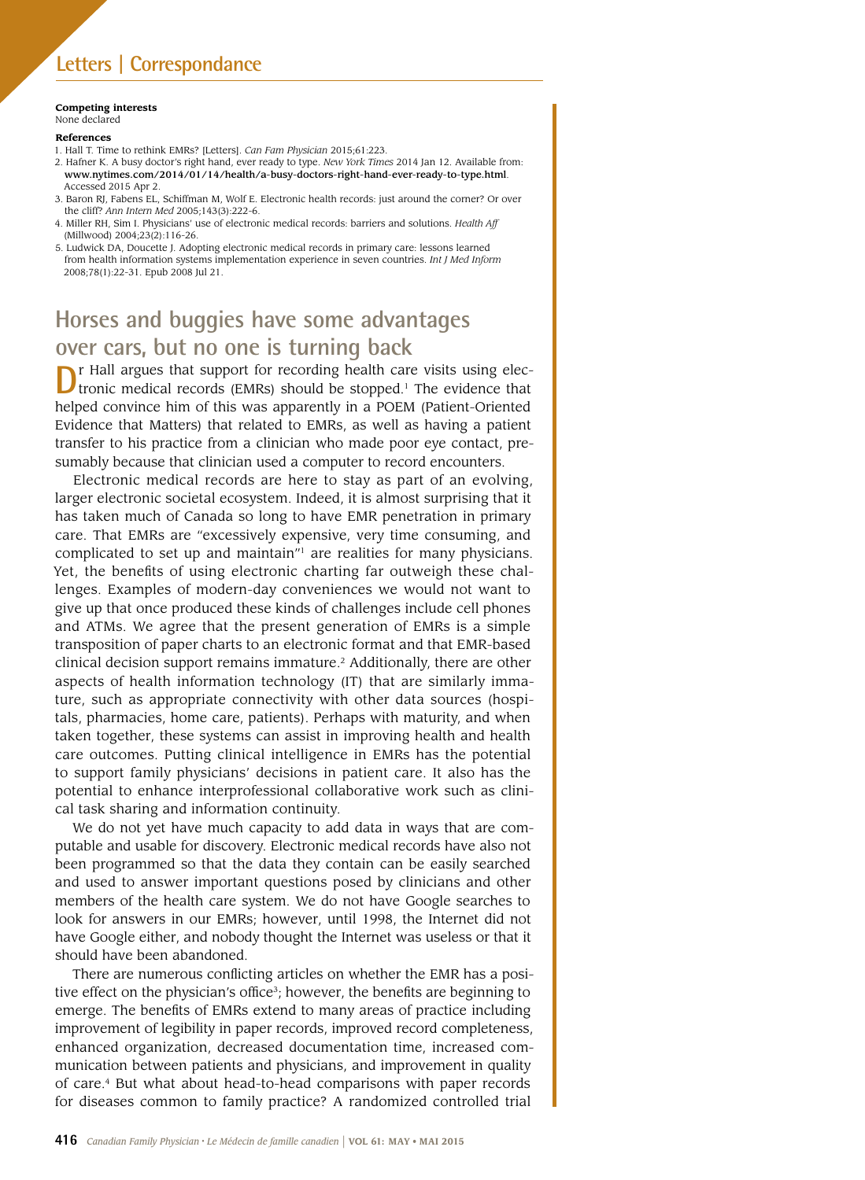**Competing interests**
None declared

**References**

1. Hall T. Time to rethink EMRs? [Letters]. *Can Fam Physician* 2015;61:223.
2. Hafner K. A busy doctor's right hand, ever ready to type. *New York Times* 2014 Jan 12. Available from: **www.nytimes.com/2014/01/14/health/a-busy-doctors-right-hand-ever-ready-to-type.html**. Accessed 2015 Apr 2.
3. Baron RJ, Fabens EL, Schiffman M, Wolf E. Electronic health records: just around the corner? Or over the cliff? *Ann Intern Med* 2005;143(3):222-6.
4. Miller RH, Sim I. Physicians' use of electronic medical records: barriers and solutions. *Health Aff* (Millwood) 2004;23(2):116-26.
5. Ludwick DA, Doucette J. Adopting electronic medical records in primary care: lessons learned from health information systems implementation experience in seven countries. *Int J Med Inform* 2008;78(1):22-31. Epub 2008 Jul 21.

## Horses and buggies have some advantages over cars, but no one is turning back

Dr Hall argues that support for recording health care visits using electronic medical records (EMRs) should be stopped.[1] The evidence that helped convince him of this was apparently in a POEM (Patient-Oriented Evidence that Matters) that related to EMRs, as well as having a patient transfer to his practice from a clinician who made poor eye contact, presumably because that clinician used a computer to record encounters.

Electronic medical records are here to stay as part of an evolving, larger electronic societal ecosystem. Indeed, it is almost surprising that it has taken much of Canada so long to have EMR penetration in primary care. That EMRs are "excessively expensive, very time consuming, and complicated to set up and maintain"[1] are realities for many physicians. Yet, the benefits of using electronic charting far outweigh these challenges. Examples of modern-day conveniences we would not want to give up that once produced these kinds of challenges include cell phones and ATMs. We agree that the present generation of EMRs is a simple transposition of paper charts to an electronic format and that EMR-based clinical decision support remains immature.[2] Additionally, there are other aspects of health information technology (IT) that are similarly immature, such as appropriate connectivity with other data sources (hospitals, pharmacies, home care, patients). Perhaps with maturity, and when taken together, these systems can assist in improving health and health care outcomes. Putting clinical intelligence in EMRs has the potential to support family physicians' decisions in patient care. It also has the potential to enhance interprofessional collaborative work such as clinical task sharing and information continuity.

We do not yet have much capacity to add data in ways that are computable and usable for discovery. Electronic medical records have also not been programmed so that the data they contain can be easily searched and used to answer important questions posed by clinicians and other members of the health care system. We do not have Google searches to look for answers in our EMRs; however, until 1998, the Internet did not have Google either, and nobody thought the Internet was useless or that it should have been abandoned.

There are numerous conflicting articles on whether the EMR has a positive effect on the physician's office[3]; however, the benefits are beginning to emerge. The benefits of EMRs extend to many areas of practice including improvement of legibility in paper records, improved record completeness, enhanced organization, decreased documentation time, increased communication between patients and physicians, and improvement in quality of care.[4] But what about head-to-head comparisons with paper records for diseases common to family practice? A randomized controlled trial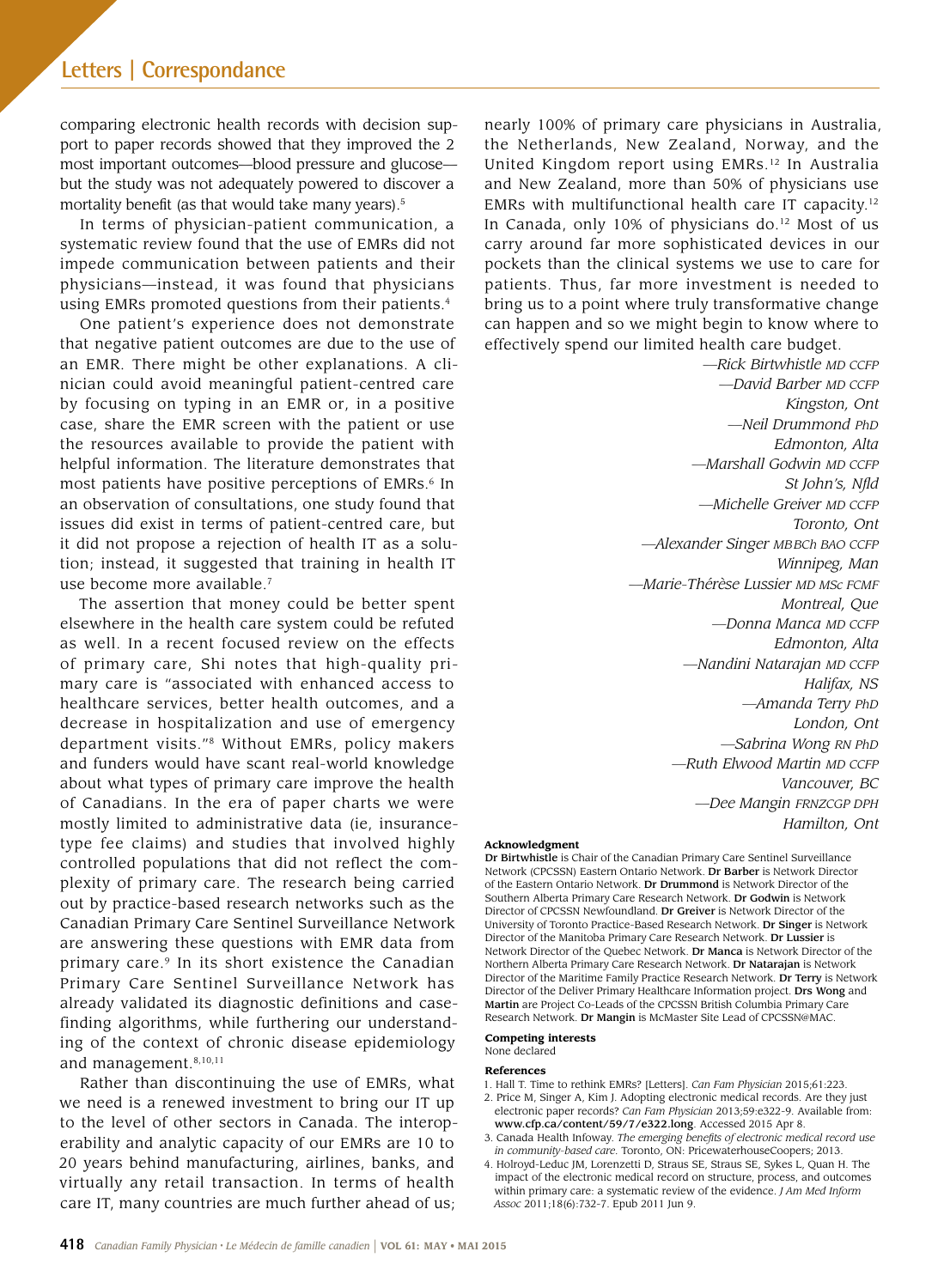comparing electronic health records with decision support to paper records showed that they improved the 2 most important outcomes—blood pressure and glucose—but the study was not adequately powered to discover a mortality benefit (as that would take many years).[5]

In terms of physician-patient communication, a systematic review found that the use of EMRs did not impede communication between patients and their physicians—instead, it was found that physicians using EMRs promoted questions from their patients.[4]

One patient's experience does not demonstrate that negative patient outcomes are due to the use of an EMR. There might be other explanations. A clinician could avoid meaningful patient-centred care by focusing on typing in an EMR or, in a positive case, share the EMR screen with the patient or use the resources available to provide the patient with helpful information. The literature demonstrates that most patients have positive perceptions of EMRs.[6] In an observation of consultations, one study found that issues did exist in terms of patient-centred care, but it did not propose a rejection of health IT as a solution; instead, it suggested that training in health IT use become more available.[7]

The assertion that money could be better spent elsewhere in the health care system could be refuted as well. In a recent focused review on the effects of primary care, Shi notes that high-quality primary care is "associated with enhanced access to healthcare services, better health outcomes, and a decrease in hospitalization and use of emergency department visits."[8] Without EMRs, policy makers and funders would have scant real-world knowledge about what types of primary care improve the health of Canadians. In the era of paper charts we were mostly limited to administrative data (ie, insurance-type fee claims) and studies that involved highly controlled populations that did not reflect the complexity of primary care. The research being carried out by practice-based research networks such as the Canadian Primary Care Sentinel Surveillance Network are answering these questions with EMR data from primary care.[9] In its short existence the Canadian Primary Care Sentinel Surveillance Network has already validated its diagnostic definitions and case-finding algorithms, while furthering our understanding of the context of chronic disease epidemiology and management.[8,10,11]

Rather than discontinuing the use of EMRs, what we need is a renewed investment to bring our IT up to the level of other sectors in Canada. The interoperability and analytic capacity of our EMRs are 10 to 20 years behind manufacturing, airlines, banks, and virtually any retail transaction. In terms of health care IT, many countries are much further ahead of us; nearly 100% of primary care physicians in Australia, the Netherlands, New Zealand, Norway, and the United Kingdom report using EMRs.[12] In Australia and New Zealand, more than 50% of physicians use EMRs with multifunctional health care IT capacity.[12] In Canada, only 10% of physicians do.[12] Most of us carry around far more sophisticated devices in our pockets than the clinical systems we use to care for patients. Thus, far more investment is needed to bring us to a point where truly transformative change can happen and so we might begin to know where to effectively spend our limited health care budget.

*—Rick Birtwhistle MD CCFP*
*—David Barber MD CCFP*
*Kingston, Ont*
*—Neil Drummond PhD*
*Edmonton, Alta*
*—Marshall Godwin MD CCFP*
*St John's, Nfld*
*—Michelle Greiver MD CCFP*
*Toronto, Ont*
*—Alexander Singer MB BCh BAO CCFP*
*Winnipeg, Man*
*—Marie-Thérèse Lussier MD MSc FCMF*
*Montreal, Que*
*—Donna Manca MD CCFP*
*Edmonton, Alta*
*—Nandini Natarajan MD CCFP*
*Halifax, NS*
*—Amanda Terry PhD*
*London, Ont*
*—Sabrina Wong RN PhD*
*—Ruth Elwood Martin MD CCFP*
*Vancouver, BC*
*—Dee Mangin FRNZCGP DPH*
*Hamilton, Ont*

#### Acknowledgment

**Dr Birtwhistle** is Chair of the Canadian Primary Care Sentinel Surveillance Network (CPCSSN) Eastern Ontario Network. **Dr Barber** is Network Director of the Eastern Ontario Network. **Dr Drummond** is Network Director of the Southern Alberta Primary Care Research Network. **Dr Godwin** is Network Director of CPCSSN Newfoundland. **Dr Greiver** is Network Director of the University of Toronto Practice-Based Research Network. **Dr Singer** is Network Director of the Manitoba Primary Care Research Network. **Dr Lussier** is Network Director of the Quebec Network. **Dr Manca** is Network Director of the Northern Alberta Primary Care Research Network. **Dr Natarajan** is Network Director of the Maritime Family Practice Research Network. **Dr Terry** is Network Director of the Deliver Primary Healthcare Information project. **Drs Wong** and **Martin** are Project Co-Leads of the CPCSSN British Columbia Primary Care Research Network. **Dr Mangin** is McMaster Site Lead of CPCSSN@MAC.

#### Competing interests

None declared

#### References

1. Hall T. Time to rethink EMRs? [Letters]. *Can Fam Physician* 2015;61:223.
2. Price M, Singer A, Kim J. Adopting electronic medical records. Are they just electronic paper records? *Can Fam Physician* 2013;59:e322-9. Available from: **www.cfp.ca/content/59/7/e322.long**. Accessed 2015 Apr 8.
3. Canada Health Infoway. *The emerging benefits of electronic medical record use in community-based care.* Toronto, ON: PricewaterhouseCoopers; 2013.
4. Holroyd-Leduc JM, Lorenzetti D, Straus SE, Straus SE, Sykes L, Quan H. The impact of the electronic medical record on structure, process, and outcomes within primary care: a systematic review of the evidence. *J Am Med Inform Assoc* 2011;18(6):732-7. Epub 2011 Jun 9.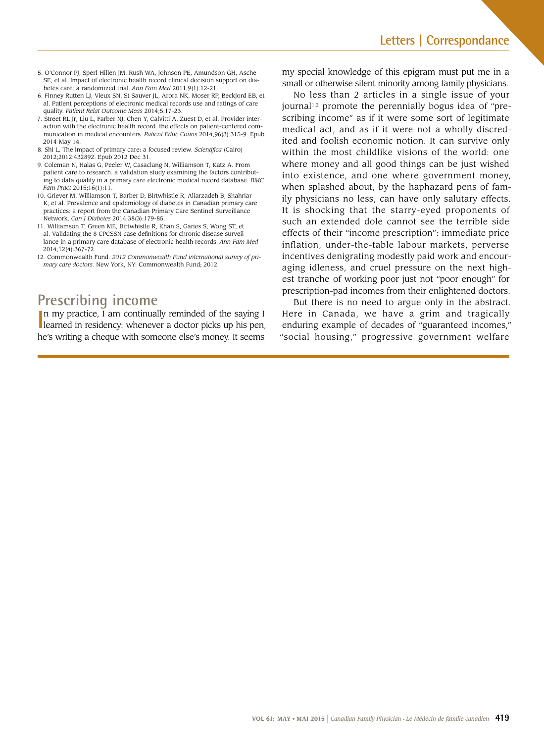5. O'Connor PJ, Sperl-Hillen JM, Rush WA, Johnson PE, Amundson GH, Asche SE, et al. Impact of electronic health record clinical decision support on diabetes care: a randomized trial. *Ann Fam Med* 2011;9(1):12-21.
6. Finney Rutten LJ, Vieux SN, St Sauver JL, Arora NK, Moser RP, Beckjord EB, et al. Patient perceptions of electronic medical records use and ratings of care quality. *Patient Relat Outcome Meas* 2014;5:17-23.
7. Street RL Jr, Liu L, Farber NJ, Chen Y, Calvitti A, Zuest D, et al. Provider interaction with the electronic health record: the effects on patient-centered communication in medical encounters. *Patient Educ Couns* 2014;96(3):315-9. Epub 2014 May 14.
8. Shi L. The impact of primary care: a focused review. *Scientifica* (Cairo) 2012;2012:432892. Epub 2012 Dec 31.
9. Coleman N, Halas G, Peeler W, Casaclang N, Williamson T, Katz A. From patient care to research: a validation study examining the factors contributing to data quality in a primary care electronic medical record database. *BMC Fam Pract* 2015;16(1):11.
10. Griever M, Williamson T, Barber D, Birtwhistle R, Aliarzadeh B, Shahriar K, et al. Prevalence and epidemiology of diabetes in Canadian primary care practices: a report from the Canadian Primary Care Sentinel Surveillance Network. *Can J Diabetes* 2014;38(3):179-85.
11. Williamson T, Green ME, Birtwhistle R, Khan S, Garies S, Wong ST, et al. Validating the 8 CPCSSN case definitions for chronic disease surveillance in a primary care database of electronic health records. *Ann Fam Med* 2014;12(4):367-72.
12. Commonwealth Fund. *2012 Commonwealth Fund international survey of primary care doctors.* New York, NY: Commonwealth Fund; 2012.

## Prescribing income

In my practice, I am continually reminded of the saying I learned in residency: whenever a doctor picks up his pen, he's writing a cheque with someone else's money. It seems my special knowledge of this epigram must put me in a small or otherwise silent minority among family physicians.

No less than 2 articles in a single issue of your journal[1,2] promote the perennially bogus idea of "prescribing income" as if it were some sort of legitimate medical act, and as if it were not a wholly discredited and foolish economic notion. It can survive only within the most childlike visions of the world: one where money and all good things can be just wished into existence, and one where government money, when splashed about, by the haphazard pens of family physicians no less, can have only salutary effects. It is shocking that the starry-eyed proponents of such an extended dole cannot see the terrible side effects of their "income prescription": immediate price inflation, under-the-table labour markets, perverse incentives denigrating modestly paid work and encouraging idleness, and cruel pressure on the next highest tranche of working poor just not "poor enough" for prescription-pad incomes from their enlightened doctors.

But there is no need to argue only in the abstract. Here in Canada, we have a grim and tragically enduring example of decades of "guaranteed incomes," "social housing," progressive government welfare